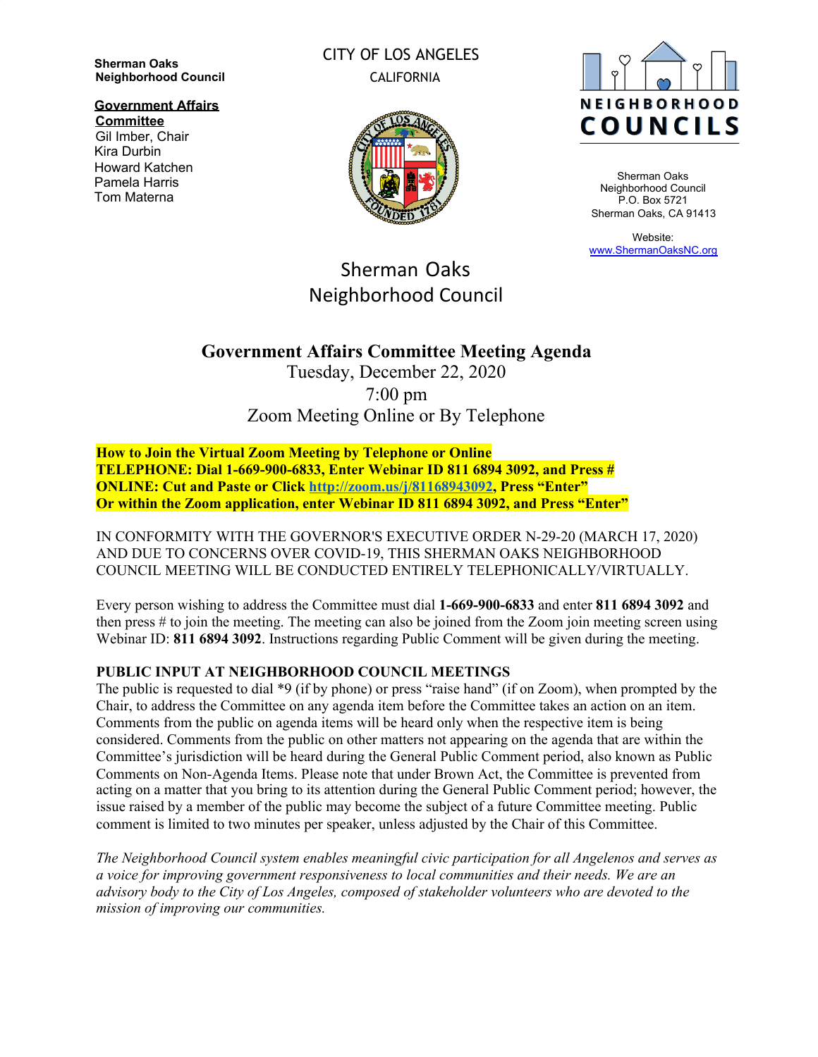**Sherman Oaks Neighborhood Council**

**Government Affairs Committee**
Gil Imber, Chair
Kira Durbin
Howard Katchen
Pamela Harris
Tom Materna

CITY OF LOS ANGELES
CALIFORNIA

NEIGHBORHOOD COUNCILS

Sherman Oaks
Neighborhood Council
P.O. Box 5721
Sherman Oaks, CA 91413

Website:
www.ShermanOaksNC.org

# Sherman Oaks Neighborhood Council

## Government Affairs Committee Meeting Agenda

Tuesday, December 22, 2020
7:00 pm
Zoom Meeting Online or By Telephone

**How to Join the Virtual Zoom Meeting by Telephone or Online**
**TELEPHONE: Dial 1-669-900-6833, Enter Webinar ID 811 6894 3092, and Press #**
**ONLINE: Cut and Paste or Click http://zoom.us/j/81168943092, Press "Enter"**
**Or within the Zoom application, enter Webinar ID 811 6894 3092, and Press "Enter"**

IN CONFORMITY WITH THE GOVERNOR'S EXECUTIVE ORDER N-29-20 (MARCH 17, 2020) AND DUE TO CONCERNS OVER COVID-19, THIS SHERMAN OAKS NEIGHBORHOOD COUNCIL MEETING WILL BE CONDUCTED ENTIRELY TELEPHONICALLY/VIRTUALLY.

Every person wishing to address the Committee must dial **1-669-900-6833** and enter **811 6894 3092** and then press # to join the meeting. The meeting can also be joined from the Zoom join meeting screen using Webinar ID: **811 6894 3092**. Instructions regarding Public Comment will be given during the meeting.

**PUBLIC INPUT AT NEIGHBORHOOD COUNCIL MEETINGS**
The public is requested to dial *9 (if by phone) or press "raise hand" (if on Zoom), when prompted by the Chair, to address the Committee on any agenda item before the Committee takes an action on an item. Comments from the public on agenda items will be heard only when the respective item is being considered. Comments from the public on other matters not appearing on the agenda that are within the Committee's jurisdiction will be heard during the General Public Comment period, also known as Public Comments on Non-Agenda Items. Please note that under Brown Act, the Committee is prevented from acting on a matter that you bring to its attention during the General Public Comment period; however, the issue raised by a member of the public may become the subject of a future Committee meeting. Public comment is limited to two minutes per speaker, unless adjusted by the Chair of this Committee.

*The Neighborhood Council system enables meaningful civic participation for all Angelenos and serves as a voice for improving government responsiveness to local communities and their needs. We are an advisory body to the City of Los Angeles, composed of stakeholder volunteers who are devoted to the mission of improving our communities.*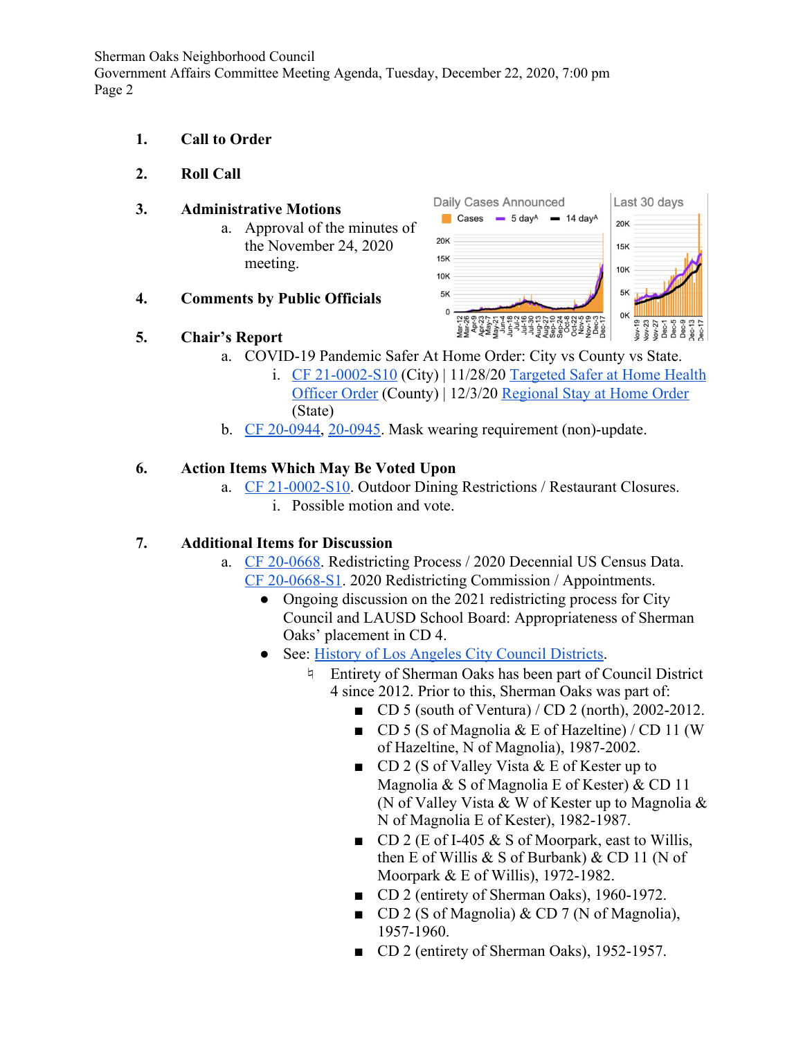1. **Call to Order**

2. **Roll Call**

3. **Administrative Motions**
   a. Approval of the minutes of the November 24, 2020 meeting.

4. **Comments by Public Officials**

5. **Chair's Report**
   a. COVID-19 Pandemic Safer At Home Order: City vs County vs State.
      i. CF 21-0002-S10 (City) | 11/28/20 Targeted Safer at Home Health Officer Order (County) | 12/3/20 Regional Stay at Home Order (State)
   b. CF 20-0944, 20-0945. Mask wearing requirement (non)-update.

6. **Action Items Which May Be Voted Upon**
   a. CF 21-0002-S10. Outdoor Dining Restrictions / Restaurant Closures.
      i. Possible motion and vote.

7. **Additional Items for Discussion**
   a. CF 20-0668. Redistricting Process / 2020 Decennial US Census Data. CF 20-0668-S1. 2020 Redistricting Commission / Appointments.
      - Ongoing discussion on the 2021 redistricting process for City Council and LAUSD School Board: Appropriateness of Sherman Oaks' placement in CD 4.
      - See: History of Los Angeles City Council Districts.
        - Entirety of Sherman Oaks has been part of Council District 4 since 2012. Prior to this, Sherman Oaks was part of:
          - CD 5 (south of Ventura) / CD 2 (north), 2002-2012.
          - CD 5 (S of Magnolia & E of Hazeltine) / CD 11 (W of Hazeltine, N of Magnolia), 1987-2002.
          - CD 2 (S of Valley Vista & E of Kester up to Magnolia & S of Magnolia E of Kester) & CD 11 (N of Valley Vista & W of Kester up to Magnolia & N of Magnolia E of Kester), 1982-1987.
          - CD 2 (E of I-405 & S of Moorpark, east to Willis, then E of Willis & S of Burbank) & CD 11 (N of Moorpark & E of Willis), 1972-1982.
          - CD 2 (entirety of Sherman Oaks), 1960-1972.
          - CD 2 (S of Magnolia) & CD 7 (N of Magnolia), 1957-1960.
          - CD 2 (entirety of Sherman Oaks), 1952-1957.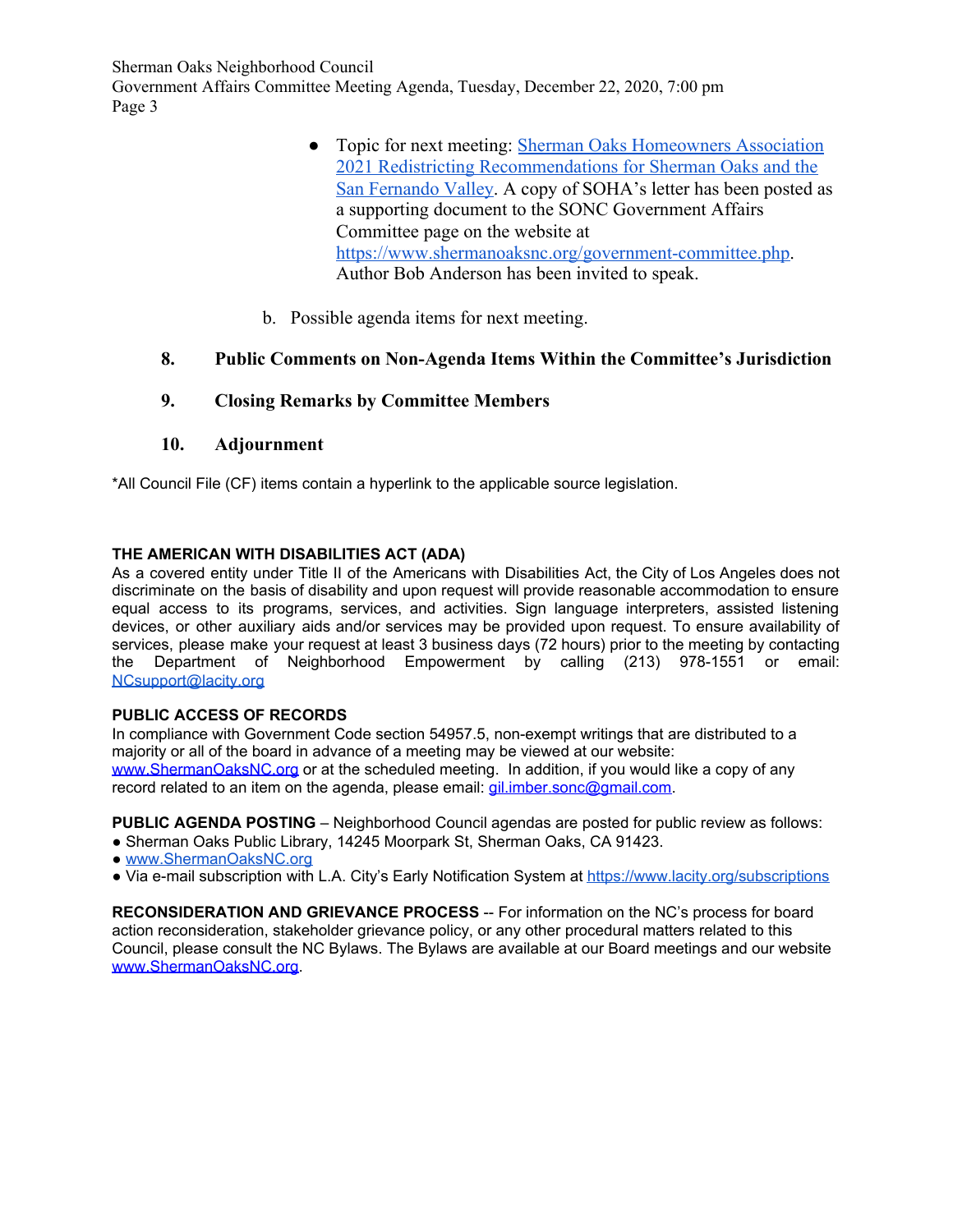- Topic for next meeting: Sherman Oaks Homeowners Association 2021 Redistricting Recommendations for Sherman Oaks and the San Fernando Valley. A copy of SOHA's letter has been posted as a supporting document to the SONC Government Affairs Committee page on the website at https://www.shermanoaksnc.org/government-committee.php. Author Bob Anderson has been invited to speak.

b. Possible agenda items for next meeting.

**8. Public Comments on Non-Agenda Items Within the Committee's Jurisdiction**

**9. Closing Remarks by Committee Members**

**10. Adjournment**

*All Council File (CF) items contain a hyperlink to the applicable source legislation.

**THE AMERICAN WITH DISABILITIES ACT (ADA)**
As a covered entity under Title II of the Americans with Disabilities Act, the City of Los Angeles does not discriminate on the basis of disability and upon request will provide reasonable accommodation to ensure equal access to its programs, services, and activities. Sign language interpreters, assisted listening devices, or other auxiliary aids and/or services may be provided upon request. To ensure availability of services, please make your request at least 3 business days (72 hours) prior to the meeting by contacting the Department of Neighborhood Empowerment by calling (213) 978-1551 or email: NCsupport@lacity.org

**PUBLIC ACCESS OF RECORDS**
In compliance with Government Code section 54957.5, non-exempt writings that are distributed to a majority or all of the board in advance of a meeting may be viewed at our website: www.ShermanOaksNC.org or at the scheduled meeting. In addition, if you would like a copy of any record related to an item on the agenda, please email: gil.imber.sonc@gmail.com.

**PUBLIC AGENDA POSTING** – Neighborhood Council agendas are posted for public review as follows:
- Sherman Oaks Public Library, 14245 Moorpark St, Sherman Oaks, CA 91423.
- www.ShermanOaksNC.org
- Via e-mail subscription with L.A. City's Early Notification System at https://www.lacity.org/subscriptions

**RECONSIDERATION AND GRIEVANCE PROCESS** -- For information on the NC's process for board action reconsideration, stakeholder grievance policy, or any other procedural matters related to this Council, please consult the NC Bylaws. The Bylaws are available at our Board meetings and our website www.ShermanOaksNC.org.